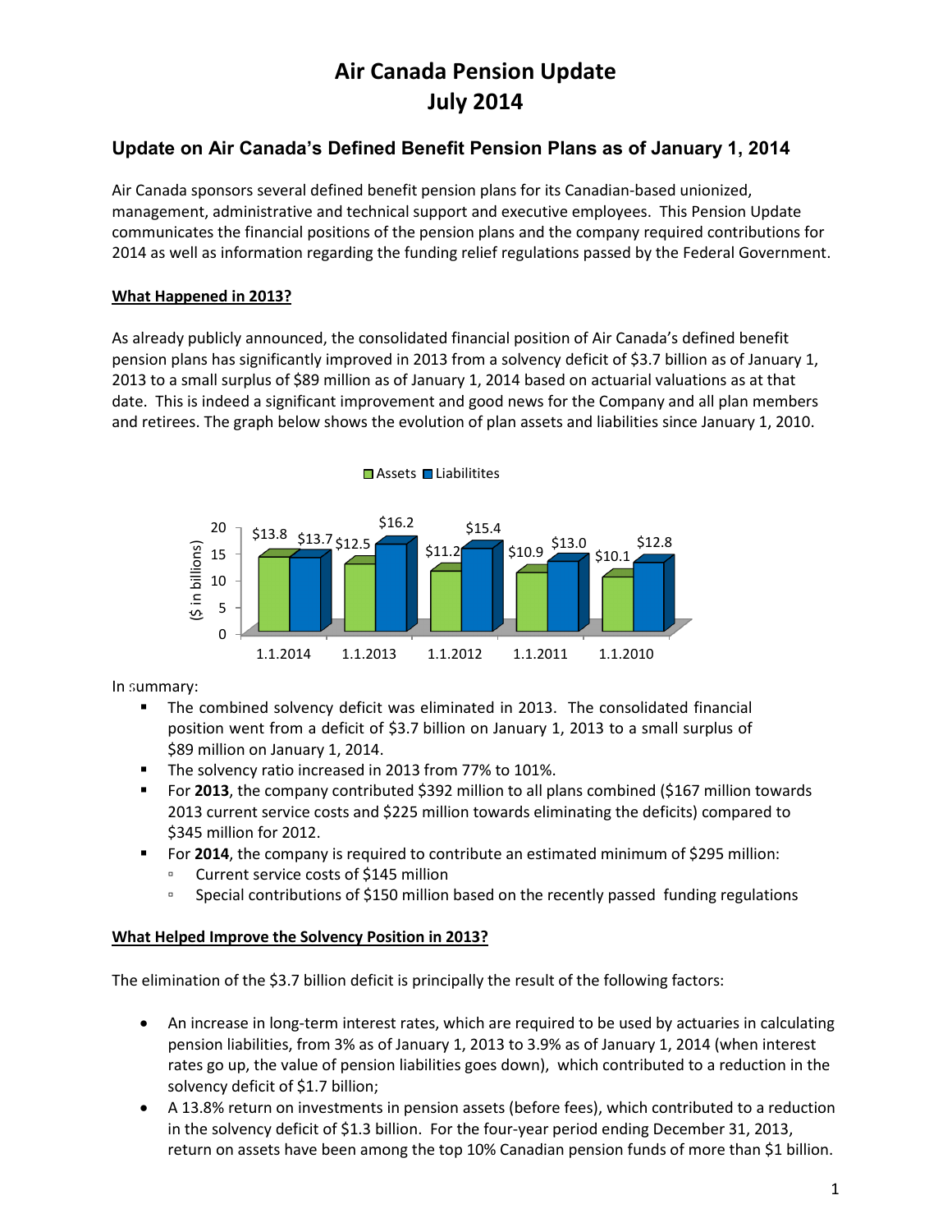# Air Canada Pension Update
# July 2014

## Update on Air Canada's Defined Benefit Pension Plans as of January 1, 2014

Air Canada sponsors several defined benefit pension plans for its Canadian-based unionized, management, administrative and technical support and executive employees. This Pension Update communicates the financial positions of the pension plans and the company required contributions for 2014 as well as information regarding the funding relief regulations passed by the Federal Government.

### What Happened in 2013?

As already publicly announced, the consolidated financial position of Air Canada's defined benefit pension plans has significantly improved in 2013 from a solvency deficit of $3.7 billion as of January 1, 2013 to a small surplus of $89 million as of January 1, 2014 based on actuarial valuations as at that date. This is indeed a significant improvement and good news for the Company and all plan members and retirees. The graph below shows the evolution of plan assets and liabilities since January 1, 2010.

| ($ in billions) | Assets | Liabilitites |
|---|---|---|
| 1.1.2014 | $13.8 | $13.7 |
| 1.1.2013 | $12.5 | $16.2 |
| 1.1.2012 | $11.2 | $15.4 |
| 1.1.2011 | $10.9 | $13.0 |
| 1.1.2010 | $10.1 | $12.8 |

In summary:

- The combined solvency deficit was eliminated in 2013. The consolidated financial position went from a deficit of $3.7 billion on January 1, 2013 to a small surplus of $89 million on January 1, 2014.
- The solvency ratio increased in 2013 from 77% to 101%.
- For **2013**, the company contributed $392 million to all plans combined ($167 million towards 2013 current service costs and $225 million towards eliminating the deficits) compared to $345 million for 2012.
- For **2014**, the company is required to contribute an estimated minimum of $295 million:
  - Current service costs of $145 million
  - Special contributions of $150 million based on the recently passed funding regulations

### What Helped Improve the Solvency Position in 2013?

The elimination of the $3.7 billion deficit is principally the result of the following factors:

- An increase in long-term interest rates, which are required to be used by actuaries in calculating pension liabilities, from 3% as of January 1, 2013 to 3.9% as of January 1, 2014 (when interest rates go up, the value of pension liabilities goes down), which contributed to a reduction in the solvency deficit of $1.7 billion;
- A 13.8% return on investments in pension assets (before fees), which contributed to a reduction in the solvency deficit of $1.3 billion. For the four-year period ending December 31, 2013, return on assets have been among the top 10% Canadian pension funds of more than $1 billion.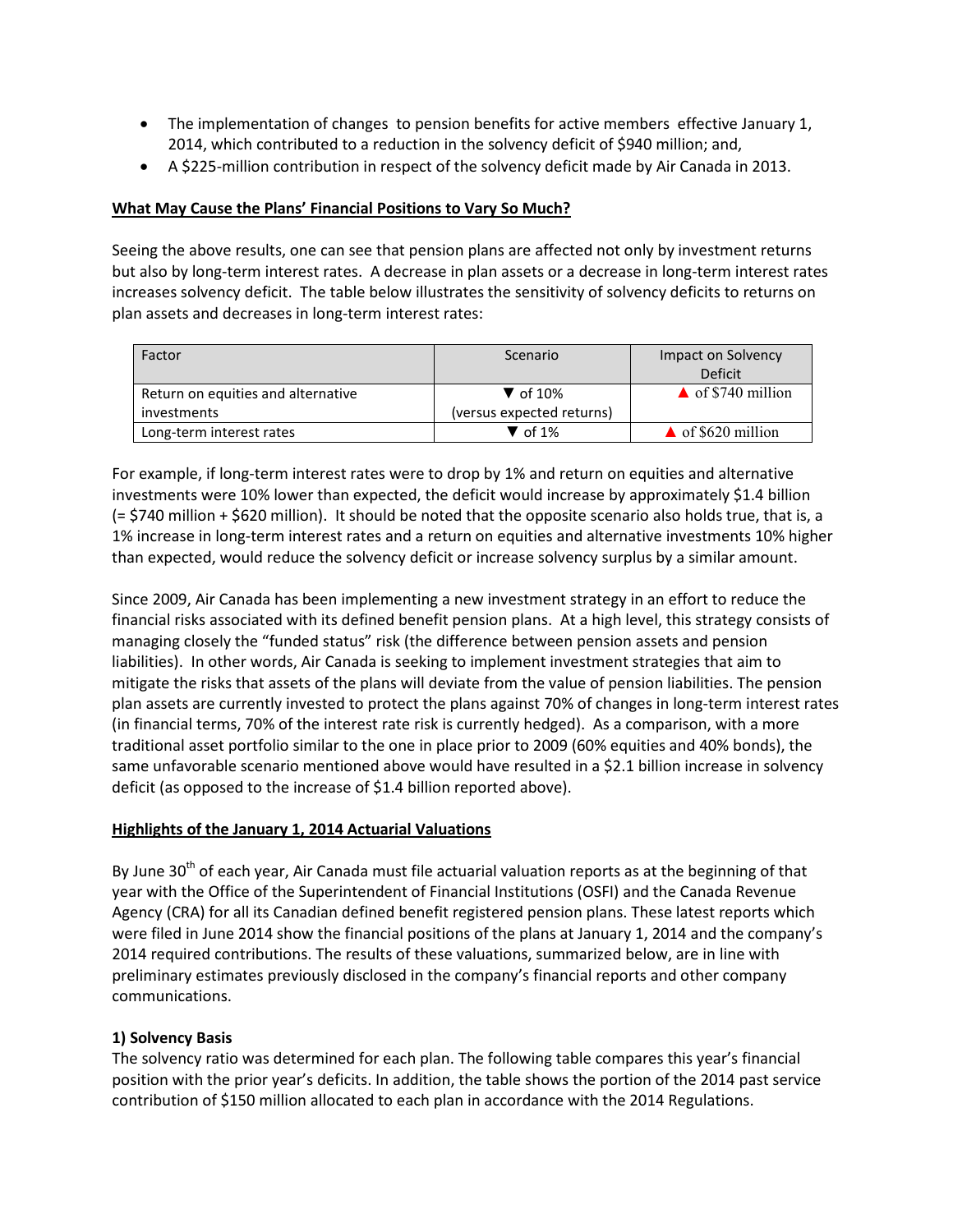- The implementation of changes to pension benefits for active members effective January 1, 2014, which contributed to a reduction in the solvency deficit of $940 million; and,
- A $225-million contribution in respect of the solvency deficit made by Air Canada in 2013.

## What May Cause the Plans' Financial Positions to Vary So Much?

Seeing the above results, one can see that pension plans are affected not only by investment returns but also by long-term interest rates. A decrease in plan assets or a decrease in long-term interest rates increases solvency deficit. The table below illustrates the sensitivity of solvency deficits to returns on plan assets and decreases in long-term interest rates:

| Factor | Scenario | Impact on Solvency Deficit |
|---|---|---|
| Return on equities and alternative investments | ▼ of 10% (versus expected returns) | ▲ of $740 million |
| Long-term interest rates | ▼ of 1% | ▲ of $620 million |

For example, if long-term interest rates were to drop by 1% and return on equities and alternative investments were 10% lower than expected, the deficit would increase by approximately $1.4 billion (= $740 million + $620 million). It should be noted that the opposite scenario also holds true, that is, a 1% increase in long-term interest rates and a return on equities and alternative investments 10% higher than expected, would reduce the solvency deficit or increase solvency surplus by a similar amount.

Since 2009, Air Canada has been implementing a new investment strategy in an effort to reduce the financial risks associated with its defined benefit pension plans. At a high level, this strategy consists of managing closely the "funded status" risk (the difference between pension assets and pension liabilities). In other words, Air Canada is seeking to implement investment strategies that aim to mitigate the risks that assets of the plans will deviate from the value of pension liabilities. The pension plan assets are currently invested to protect the plans against 70% of changes in long-term interest rates (in financial terms, 70% of the interest rate risk is currently hedged). As a comparison, with a more traditional asset portfolio similar to the one in place prior to 2009 (60% equities and 40% bonds), the same unfavorable scenario mentioned above would have resulted in a $2.1 billion increase in solvency deficit (as opposed to the increase of $1.4 billion reported above).

## Highlights of the January 1, 2014 Actuarial Valuations

By June 30th of each year, Air Canada must file actuarial valuation reports as at the beginning of that year with the Office of the Superintendent of Financial Institutions (OSFI) and the Canada Revenue Agency (CRA) for all its Canadian defined benefit registered pension plans. These latest reports which were filed in June 2014 show the financial positions of the plans at January 1, 2014 and the company's 2014 required contributions. The results of these valuations, summarized below, are in line with preliminary estimates previously disclosed in the company's financial reports and other company communications.

### 1) Solvency Basis

The solvency ratio was determined for each plan. The following table compares this year's financial position with the prior year's deficits. In addition, the table shows the portion of the 2014 past service contribution of $150 million allocated to each plan in accordance with the 2014 Regulations.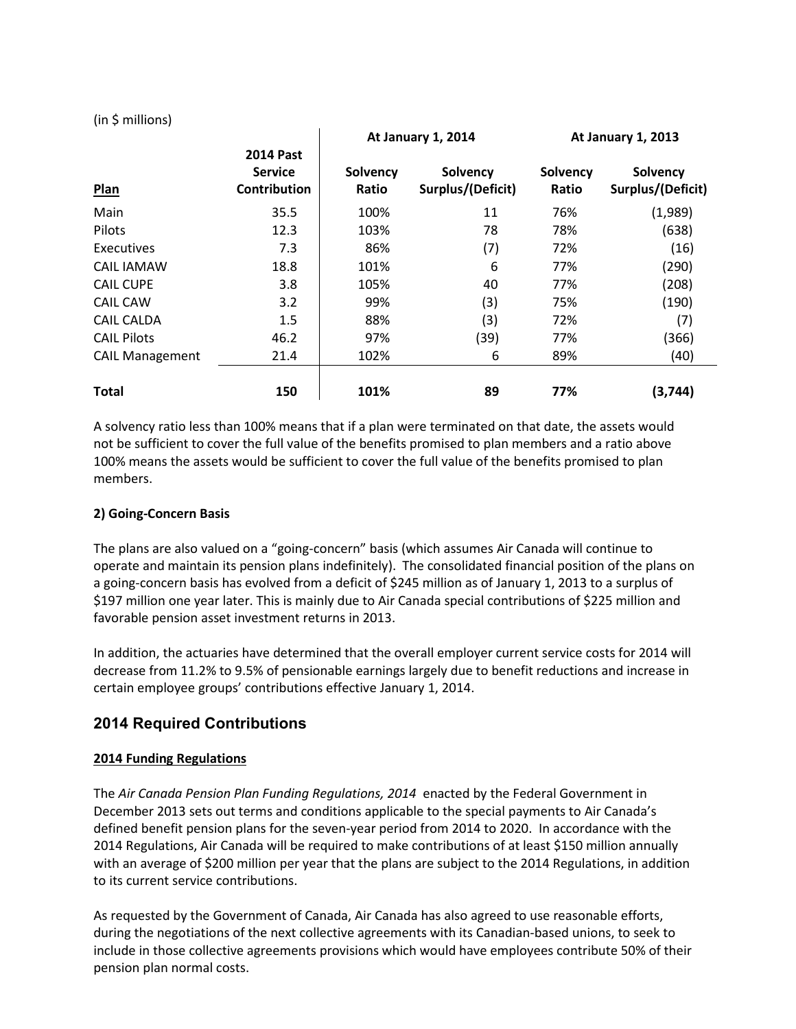(in $ millions)

| Plan | 2014 Past Service Contribution | At January 1, 2014 | | At January 1, 2013 | |
|---|---|---|---|---|---|
| | | Solvency Ratio | Solvency Surplus/(Deficit) | Solvency Ratio | Solvency Surplus/(Deficit) |
| Main | 35.5 | 100% | 11 | 76% | (1,989) |
| Pilots | 12.3 | 103% | 78 | 78% | (638) |
| Executives | 7.3 | 86% | (7) | 72% | (16) |
| CAIL IAMAW | 18.8 | 101% | 6 | 77% | (290) |
| CAIL CUPE | 3.8 | 105% | 40 | 77% | (208) |
| CAIL CAW | 3.2 | 99% | (3) | 75% | (190) |
| CAIL CALDA | 1.5 | 88% | (3) | 72% | (7) |
| CAIL Pilots | 46.2 | 97% | (39) | 77% | (366) |
| CAIL Management | 21.4 | 102% | 6 | 89% | (40) |
| **Total** | **150** | **101%** | **89** | **77%** | **(3,744)** |

A solvency ratio less than 100% means that if a plan were terminated on that date, the assets would not be sufficient to cover the full value of the benefits promised to plan members and a ratio above 100% means the assets would be sufficient to cover the full value of the benefits promised to plan members.

**2) Going-Concern Basis**

The plans are also valued on a "going-concern" basis (which assumes Air Canada will continue to operate and maintain its pension plans indefinitely). The consolidated financial position of the plans on a going-concern basis has evolved from a deficit of $245 million as of January 1, 2013 to a surplus of $197 million one year later. This is mainly due to Air Canada special contributions of $225 million and favorable pension asset investment returns in 2013.

In addition, the actuaries have determined that the overall employer current service costs for 2014 will decrease from 11.2% to 9.5% of pensionable earnings largely due to benefit reductions and increase in certain employee groups' contributions effective January 1, 2014.

## 2014 Required Contributions

**2014 Funding Regulations**

The *Air Canada Pension Plan Funding Regulations, 2014* enacted by the Federal Government in December 2013 sets out terms and conditions applicable to the special payments to Air Canada's defined benefit pension plans for the seven-year period from 2014 to 2020. In accordance with the 2014 Regulations, Air Canada will be required to make contributions of at least $150 million annually with an average of $200 million per year that the plans are subject to the 2014 Regulations, in addition to its current service contributions.

As requested by the Government of Canada, Air Canada has also agreed to use reasonable efforts, during the negotiations of the next collective agreements with its Canadian-based unions, to seek to include in those collective agreements provisions which would have employees contribute 50% of their pension plan normal costs.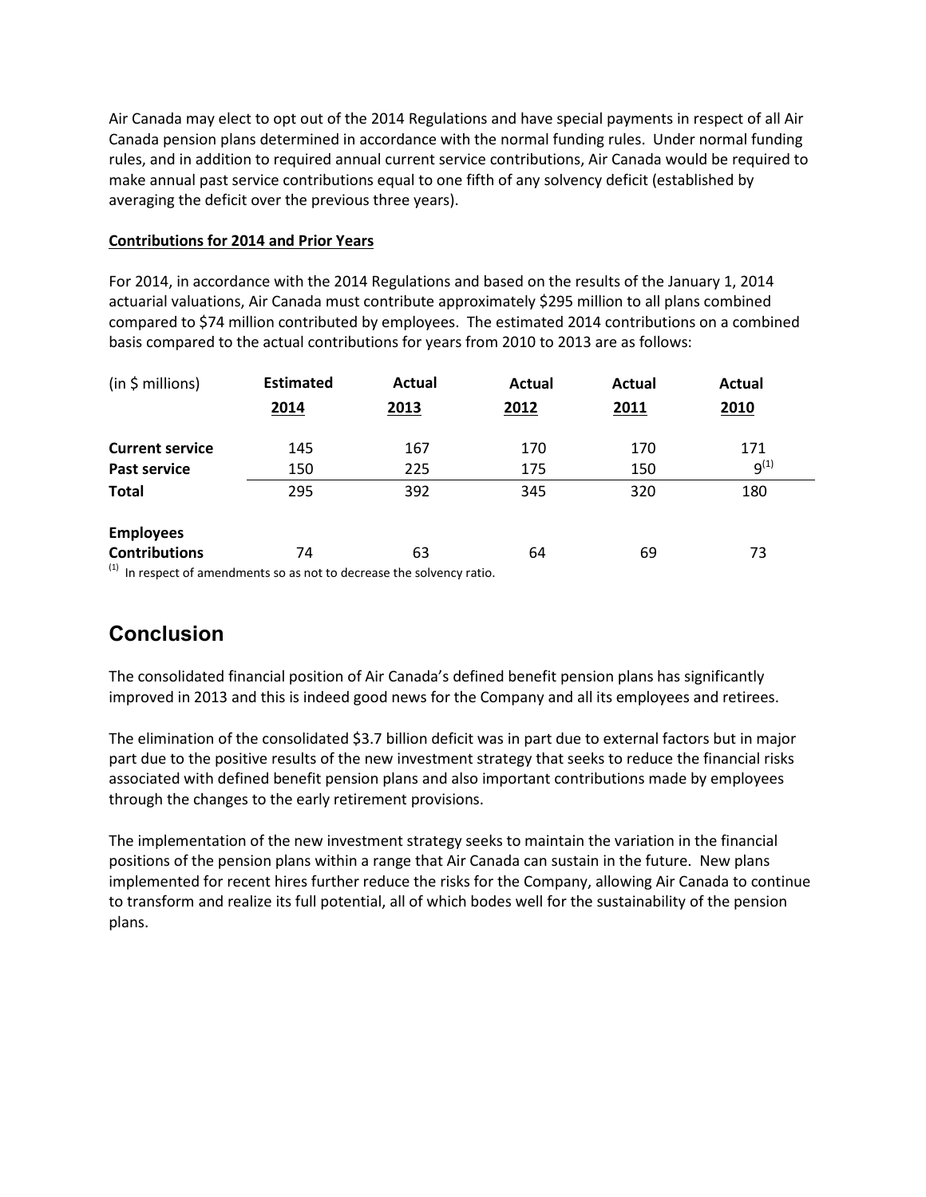Air Canada may elect to opt out of the 2014 Regulations and have special payments in respect of all Air Canada pension plans determined in accordance with the normal funding rules. Under normal funding rules, and in addition to required annual current service contributions, Air Canada would be required to make annual past service contributions equal to one fifth of any solvency deficit (established by averaging the deficit over the previous three years).

**Contributions for 2014 and Prior Years**

For 2014, in accordance with the 2014 Regulations and based on the results of the January 1, 2014 actuarial valuations, Air Canada must contribute approximately $295 million to all plans combined compared to $74 million contributed by employees. The estimated 2014 contributions on a combined basis compared to the actual contributions for years from 2010 to 2013 are as follows:

| (in $ millions) | Estimated 2014 | Actual 2013 | Actual 2012 | Actual 2011 | Actual 2010 |
|---|---|---|---|---|---|
| **Current service** | 145 | 167 | 170 | 170 | 171 |
| **Past service** | 150 | 225 | 175 | 150 | 9[1] |
| **Total** | 295 | 392 | 345 | 320 | 180 |
| **Employees Contributions** | 74 | 63 | 64 | 69 | 73 |

[1] In respect of amendments so as not to decrease the solvency ratio.

## Conclusion

The consolidated financial position of Air Canada's defined benefit pension plans has significantly improved in 2013 and this is indeed good news for the Company and all its employees and retirees.

The elimination of the consolidated $3.7 billion deficit was in part due to external factors but in major part due to the positive results of the new investment strategy that seeks to reduce the financial risks associated with defined benefit pension plans and also important contributions made by employees through the changes to the early retirement provisions.

The implementation of the new investment strategy seeks to maintain the variation in the financial positions of the pension plans within a range that Air Canada can sustain in the future. New plans implemented for recent hires further reduce the risks for the Company, allowing Air Canada to continue to transform and realize its full potential, all of which bodes well for the sustainability of the pension plans.